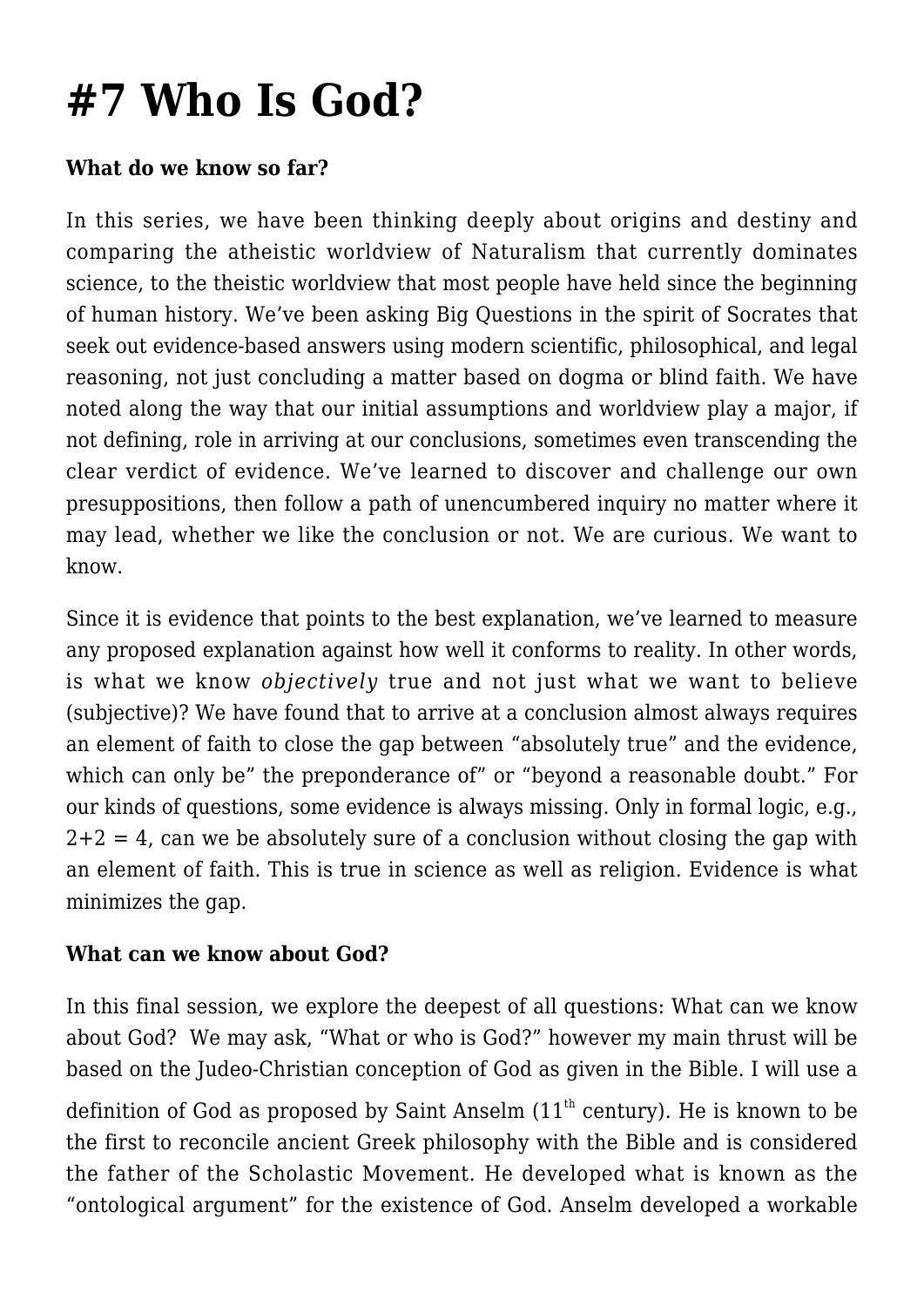# #7 Who Is God?

**What do we know so far?**

In this series, we have been thinking deeply about origins and destiny and comparing the atheistic worldview of Naturalism that currently dominates science, to the theistic worldview that most people have held since the beginning of human history. We've been asking Big Questions in the spirit of Socrates that seek out evidence-based answers using modern scientific, philosophical, and legal reasoning, not just concluding a matter based on dogma or blind faith. We have noted along the way that our initial assumptions and worldview play a major, if not defining, role in arriving at our conclusions, sometimes even transcending the clear verdict of evidence. We've learned to discover and challenge our own presuppositions, then follow a path of unencumbered inquiry no matter where it may lead, whether we like the conclusion or not. We are curious. We want to know.

Since it is evidence that points to the best explanation, we've learned to measure any proposed explanation against how well it conforms to reality. In other words, is what we know *objectively* true and not just what we want to believe (subjective)? We have found that to arrive at a conclusion almost always requires an element of faith to close the gap between "absolutely true" and the evidence, which can only be" the preponderance of" or "beyond a reasonable doubt." For our kinds of questions, some evidence is always missing. Only in formal logic, e.g., 2+2 = 4, can we be absolutely sure of a conclusion without closing the gap with an element of faith. This is true in science as well as religion. Evidence is what minimizes the gap.

**What can we know about God?**

In this final session, we explore the deepest of all questions: What can we know about God? We may ask, "What or who is God?" however my main thrust will be based on the Judeo-Christian conception of God as given in the Bible. I will use a definition of God as proposed by Saint Anselm (11th century). He is known to be the first to reconcile ancient Greek philosophy with the Bible and is considered the father of the Scholastic Movement. He developed what is known as the "ontological argument" for the existence of God. Anselm developed a workable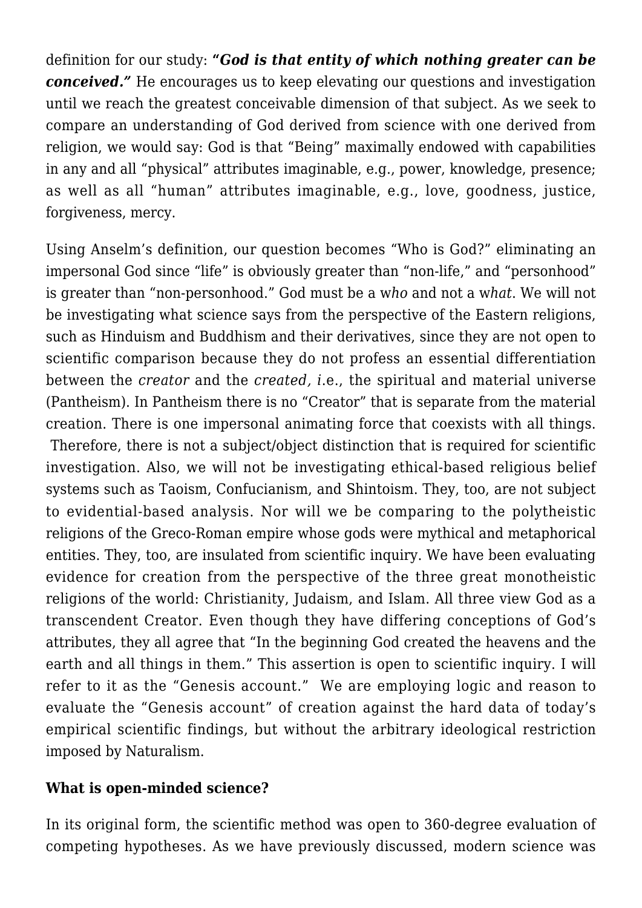definition for our study: ***"God is that entity of which nothing greater can be conceived."*** He encourages us to keep elevating our questions and investigation until we reach the greatest conceivable dimension of that subject. As we seek to compare an understanding of God derived from science with one derived from religion, we would say: God is that "Being" maximally endowed with capabilities in any and all "physical" attributes imaginable, e.g., power, knowledge, presence; as well as all "human" attributes imaginable, e.g., love, goodness, justice, forgiveness, mercy.

Using Anselm's definition, our question becomes "Who is God?" eliminating an impersonal God since "life" is obviously greater than "non-life," and "personhood" is greater than "non-personhood." God must be a w*ho* and not a w*hat*. We will not be investigating what science says from the perspective of the Eastern religions, such as Hinduism and Buddhism and their derivatives, since they are not open to scientific comparison because they do not profess an essential differentiation between the *creator* and the *created, i*.e., the spiritual and material universe (Pantheism). In Pantheism there is no "Creator" that is separate from the material creation. There is one impersonal animating force that coexists with all things. Therefore, there is not a subject/object distinction that is required for scientific investigation. Also, we will not be investigating ethical-based religious belief systems such as Taoism, Confucianism, and Shintoism. They, too, are not subject to evidential-based analysis. Nor will we be comparing to the polytheistic religions of the Greco-Roman empire whose gods were mythical and metaphorical entities. They, too, are insulated from scientific inquiry. We have been evaluating evidence for creation from the perspective of the three great monotheistic religions of the world: Christianity, Judaism, and Islam. All three view God as a transcendent Creator. Even though they have differing conceptions of God's attributes, they all agree that "In the beginning God created the heavens and the earth and all things in them." This assertion is open to scientific inquiry. I will refer to it as the "Genesis account." We are employing logic and reason to evaluate the "Genesis account" of creation against the hard data of today's empirical scientific findings, but without the arbitrary ideological restriction imposed by Naturalism.

**What is open-minded science?**

In its original form, the scientific method was open to 360-degree evaluation of competing hypotheses. As we have previously discussed, modern science was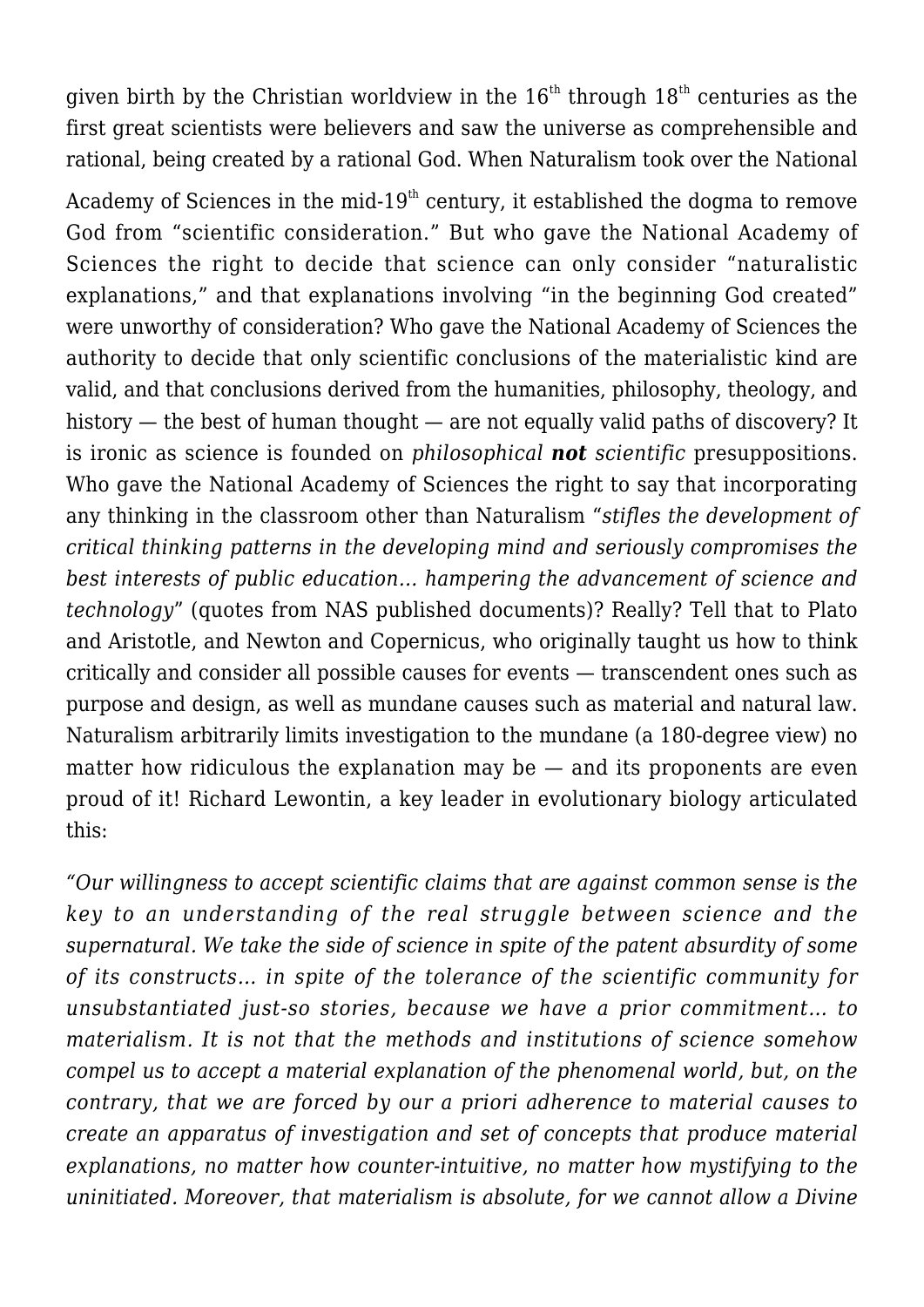given birth by the Christian worldview in the $16^{th}$ through $18^{th}$ centuries as the first great scientists were believers and saw the universe as comprehensible and rational, being created by a rational God. When Naturalism took over the National Academy of Sciences in the mid-$19^{th}$ century, it established the dogma to remove God from "scientific consideration." But who gave the National Academy of Sciences the right to decide that science can only consider "naturalistic explanations," and that explanations involving "in the beginning God created" were unworthy of consideration? Who gave the National Academy of Sciences the authority to decide that only scientific conclusions of the materialistic kind are valid, and that conclusions derived from the humanities, philosophy, theology, and history — the best of human thought — are not equally valid paths of discovery? It is ironic as science is founded on *philosophical **not** scientific* presuppositions. Who gave the National Academy of Sciences the right to say that incorporating any thinking in the classroom other than Naturalism "*stifles the development of critical thinking patterns in the developing mind and seriously compromises the best interests of public education… hampering the advancement of science and technology*" (quotes from NAS published documents)? Really? Tell that to Plato and Aristotle, and Newton and Copernicus, who originally taught us how to think critically and consider all possible causes for events — transcendent ones such as purpose and design, as well as mundane causes such as material and natural law. Naturalism arbitrarily limits investigation to the mundane (a 180-degree view) no matter how ridiculous the explanation may be — and its proponents are even proud of it! Richard Lewontin, a key leader in evolutionary biology articulated this:

*"Our willingness to accept scientific claims that are against common sense is the key to an understanding of the real struggle between science and the supernatural. We take the side of science in spite of the patent absurdity of some of its constructs… in spite of the tolerance of the scientific community for unsubstantiated just-so stories, because we have a prior commitment… to materialism. It is not that the methods and institutions of science somehow compel us to accept a material explanation of the phenomenal world, but, on the contrary, that we are forced by our a priori adherence to material causes to create an apparatus of investigation and set of concepts that produce material explanations, no matter how counter-intuitive, no matter how mystifying to the uninitiated. Moreover, that materialism is absolute, for we cannot allow a Divine*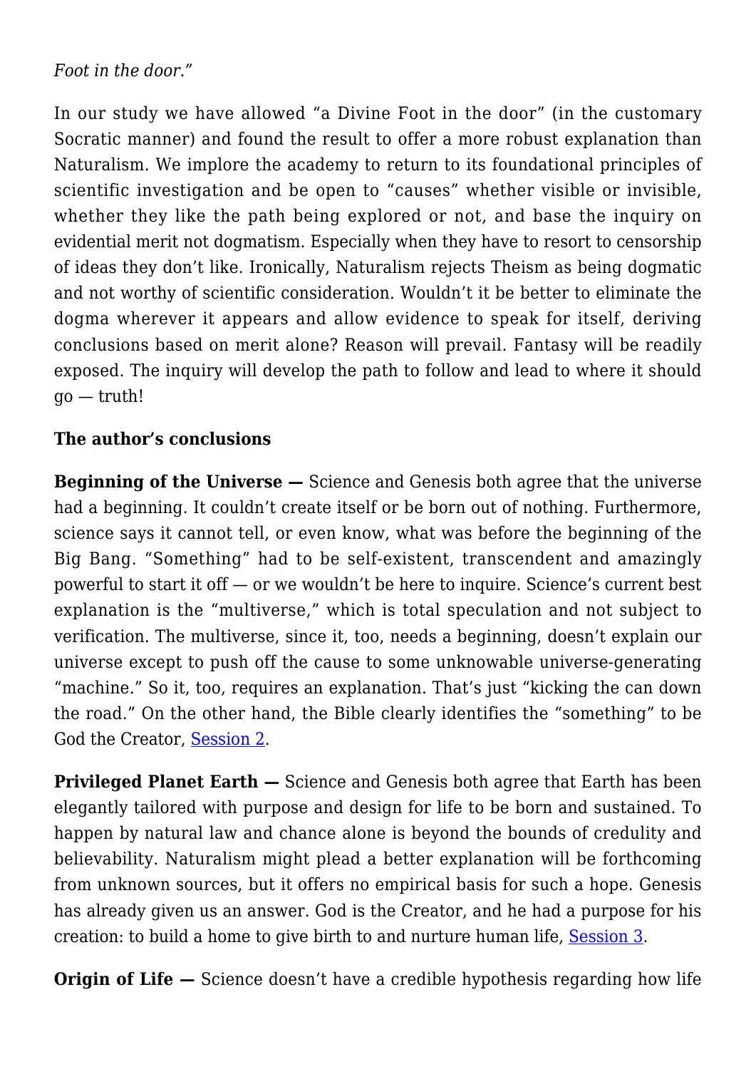*Foot in the door."*

In our study we have allowed "a Divine Foot in the door" (in the customary Socratic manner) and found the result to offer a more robust explanation than Naturalism. We implore the academy to return to its foundational principles of scientific investigation and be open to "causes" whether visible or invisible, whether they like the path being explored or not, and base the inquiry on evidential merit not dogmatism. Especially when they have to resort to censorship of ideas they don't like. Ironically, Naturalism rejects Theism as being dogmatic and not worthy of scientific consideration. Wouldn't it be better to eliminate the dogma wherever it appears and allow evidence to speak for itself, deriving conclusions based on merit alone? Reason will prevail. Fantasy will be readily exposed. The inquiry will develop the path to follow and lead to where it should go — truth!

**The author's conclusions**

**Beginning of the Universe —** Science and Genesis both agree that the universe had a beginning. It couldn't create itself or be born out of nothing. Furthermore, science says it cannot tell, or even know, what was before the beginning of the Big Bang. "Something" had to be self-existent, transcendent and amazingly powerful to start it off — or we wouldn't be here to inquire. Science's current best explanation is the "multiverse," which is total speculation and not subject to verification. The multiverse, since it, too, needs a beginning, doesn't explain our universe except to push off the cause to some unknowable universe-generating "machine." So it, too, requires an explanation. That's just "kicking the can down the road." On the other hand, the Bible clearly identifies the "something" to be God the Creator, Session 2.

**Privileged Planet Earth —** Science and Genesis both agree that Earth has been elegantly tailored with purpose and design for life to be born and sustained. To happen by natural law and chance alone is beyond the bounds of credulity and believability. Naturalism might plead a better explanation will be forthcoming from unknown sources, but it offers no empirical basis for such a hope. Genesis has already given us an answer. God is the Creator, and he had a purpose for his creation: to build a home to give birth to and nurture human life, Session 3.

**Origin of Life —** Science doesn't have a credible hypothesis regarding how life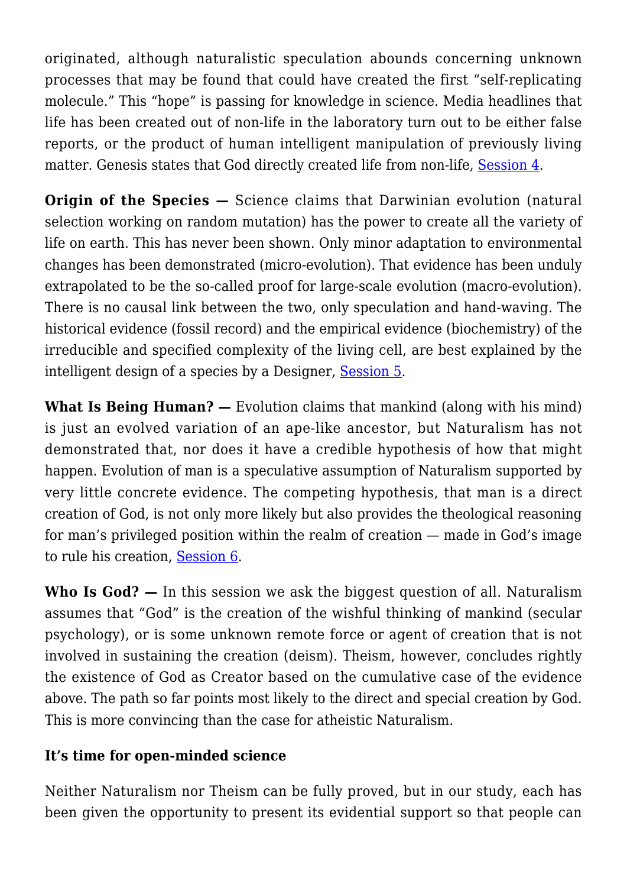originated, although naturalistic speculation abounds concerning unknown processes that may be found that could have created the first "self-replicating molecule." This "hope" is passing for knowledge in science. Media headlines that life has been created out of non-life in the laboratory turn out to be either false reports, or the product of human intelligent manipulation of previously living matter. Genesis states that God directly created life from non-life, Session 4.

**Origin of the Species —** Science claims that Darwinian evolution (natural selection working on random mutation) has the power to create all the variety of life on earth. This has never been shown. Only minor adaptation to environmental changes has been demonstrated (micro-evolution). That evidence has been unduly extrapolated to be the so-called proof for large-scale evolution (macro-evolution). There is no causal link between the two, only speculation and hand-waving. The historical evidence (fossil record) and the empirical evidence (biochemistry) of the irreducible and specified complexity of the living cell, are best explained by the intelligent design of a species by a Designer, Session 5.

**What Is Being Human? —** Evolution claims that mankind (along with his mind) is just an evolved variation of an ape-like ancestor, but Naturalism has not demonstrated that, nor does it have a credible hypothesis of how that might happen. Evolution of man is a speculative assumption of Naturalism supported by very little concrete evidence. The competing hypothesis, that man is a direct creation of God, is not only more likely but also provides the theological reasoning for man's privileged position within the realm of creation — made in God's image to rule his creation, Session 6.

**Who Is God? —** In this session we ask the biggest question of all. Naturalism assumes that "God" is the creation of the wishful thinking of mankind (secular psychology), or is some unknown remote force or agent of creation that is not involved in sustaining the creation (deism). Theism, however, concludes rightly the existence of God as Creator based on the cumulative case of the evidence above. The path so far points most likely to the direct and special creation by God. This is more convincing than the case for atheistic Naturalism.

### It's time for open-minded science

Neither Naturalism nor Theism can be fully proved, but in our study, each has been given the opportunity to present its evidential support so that people can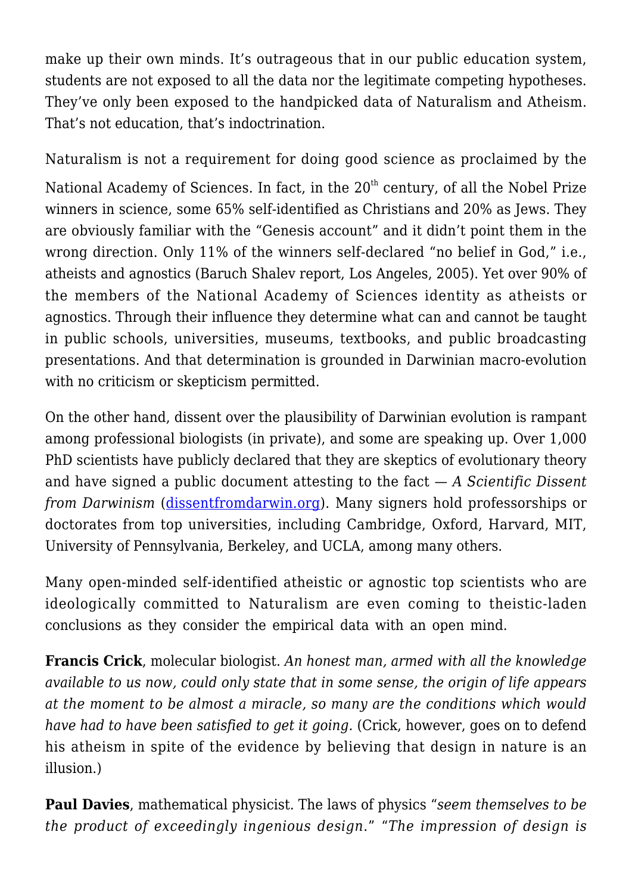make up their own minds. It's outrageous that in our public education system, students are not exposed to all the data nor the legitimate competing hypotheses. They've only been exposed to the handpicked data of Naturalism and Atheism. That's not education, that's indoctrination.

Naturalism is not a requirement for doing good science as proclaimed by the National Academy of Sciences. In fact, in the 20th century, of all the Nobel Prize winners in science, some 65% self-identified as Christians and 20% as Jews. They are obviously familiar with the "Genesis account" and it didn't point them in the wrong direction. Only 11% of the winners self-declared "no belief in God," i.e., atheists and agnostics (Baruch Shalev report, Los Angeles, 2005). Yet over 90% of the members of the National Academy of Sciences identity as atheists or agnostics. Through their influence they determine what can and cannot be taught in public schools, universities, museums, textbooks, and public broadcasting presentations. And that determination is grounded in Darwinian macro-evolution with no criticism or skepticism permitted.

On the other hand, dissent over the plausibility of Darwinian evolution is rampant among professional biologists (in private), and some are speaking up. Over 1,000 PhD scientists have publicly declared that they are skeptics of evolutionary theory and have signed a public document attesting to the fact — *A Scientific Dissent from Darwinism* ([dissentfromdarwin.org](dissentfromdarwin.org)). Many signers hold professorships or doctorates from top universities, including Cambridge, Oxford, Harvard, MIT, University of Pennsylvania, Berkeley, and UCLA, among many others.

Many open-minded self-identified atheistic or agnostic top scientists who are ideologically committed to Naturalism are even coming to theistic-laden conclusions as they consider the empirical data with an open mind.

**Francis Crick**, molecular biologist. *An honest man, armed with all the knowledge available to us now, could only state that in some sense, the origin of life appears at the moment to be almost a miracle, so many are the conditions which would have had to have been satisfied to get it going.* (Crick, however, goes on to defend his atheism in spite of the evidence by believing that design in nature is an illusion.)

**Paul Davies**, mathematical physicist. The laws of physics "*seem themselves to be the product of exceedingly ingenious design*." "*The impression of design is*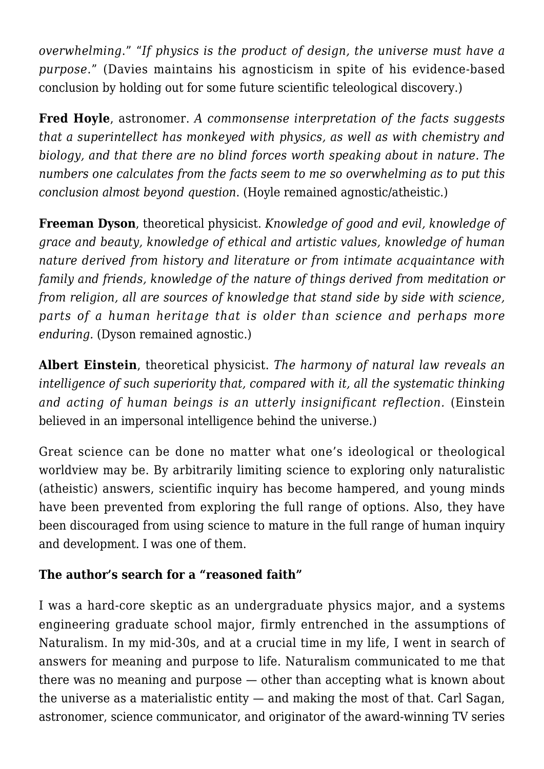*overwhelming*." "*If physics is the product of design, the universe must have a purpose*." (Davies maintains his agnosticism in spite of his evidence-based conclusion by holding out for some future scientific teleological discovery.)

**Fred Hoyle**, astronomer. *A commonsense interpretation of the facts suggests that a superintellect has monkeyed with physics, as well as with chemistry and biology, and that there are no blind forces worth speaking about in nature. The numbers one calculates from the facts seem to me so overwhelming as to put this conclusion almost beyond question*. (Hoyle remained agnostic/atheistic.)

**Freeman Dyson**, theoretical physicist. *Knowledge of good and evil, knowledge of grace and beauty, knowledge of ethical and artistic values, knowledge of human nature derived from history and literature or from intimate acquaintance with family and friends, knowledge of the nature of things derived from meditation or from religion, all are sources of knowledge that stand side by side with science, parts of a human heritage that is older than science and perhaps more enduring.* (Dyson remained agnostic.)

**Albert Einstein**, theoretical physicist. *The harmony of natural law reveals an intelligence of such superiority that, compared with it, all the systematic thinking and acting of human beings is an utterly insignificant reflection.* (Einstein believed in an impersonal intelligence behind the universe.)

Great science can be done no matter what one's ideological or theological worldview may be. By arbitrarily limiting science to exploring only naturalistic (atheistic) answers, scientific inquiry has become hampered, and young minds have been prevented from exploring the full range of options. Also, they have been discouraged from using science to mature in the full range of human inquiry and development. I was one of them.

**The author's search for a "reasoned faith"**

I was a hard-core skeptic as an undergraduate physics major, and a systems engineering graduate school major, firmly entrenched in the assumptions of Naturalism. In my mid-30s, and at a crucial time in my life, I went in search of answers for meaning and purpose to life. Naturalism communicated to me that there was no meaning and purpose — other than accepting what is known about the universe as a materialistic entity — and making the most of that. Carl Sagan, astronomer, science communicator, and originator of the award-winning TV series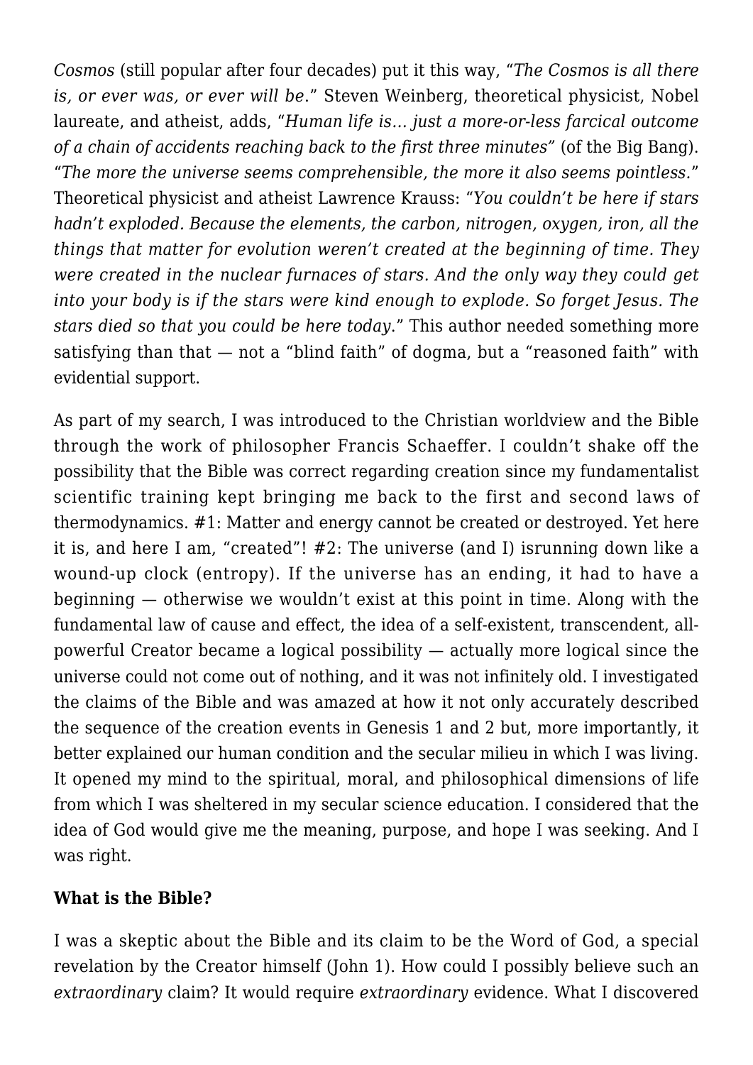*Cosmos* (still popular after four decades) put it this way, "*The Cosmos is all there is, or ever was, or ever will be*." Steven Weinberg, theoretical physicist, Nobel laureate, and atheist, adds, "*Human life is… just a more-or-less farcical outcome of a chain of accidents reaching back to the first three minutes*" (of the Big Bang). "*The more the universe seems comprehensible, the more it also seems pointless.*" Theoretical physicist and atheist Lawrence Krauss: "*You couldn't be here if stars hadn't exploded. Because the elements, the carbon, nitrogen, oxygen, iron, all the things that matter for evolution weren't created at the beginning of time. They were created in the nuclear furnaces of stars. And the only way they could get into your body is if the stars were kind enough to explode. So forget Jesus. The stars died so that you could be here today*." This author needed something more satisfying than that — not a "blind faith" of dogma, but a "reasoned faith" with evidential support.

As part of my search, I was introduced to the Christian worldview and the Bible through the work of philosopher Francis Schaeffer. I couldn't shake off the possibility that the Bible was correct regarding creation since my fundamentalist scientific training kept bringing me back to the first and second laws of thermodynamics. #1: Matter and energy cannot be created or destroyed. Yet here it is, and here I am, "created"! #2: The universe (and I) isrunning down like a wound-up clock (entropy). If the universe has an ending, it had to have a beginning — otherwise we wouldn't exist at this point in time. Along with the fundamental law of cause and effect, the idea of a self-existent, transcendent, all-powerful Creator became a logical possibility — actually more logical since the universe could not come out of nothing, and it was not infinitely old. I investigated the claims of the Bible and was amazed at how it not only accurately described the sequence of the creation events in Genesis 1 and 2 but, more importantly, it better explained our human condition and the secular milieu in which I was living. It opened my mind to the spiritual, moral, and philosophical dimensions of life from which I was sheltered in my secular science education. I considered that the idea of God would give me the meaning, purpose, and hope I was seeking. And I was right.

**What is the Bible?**

I was a skeptic about the Bible and its claim to be the Word of God, a special revelation by the Creator himself (John 1). How could I possibly believe such an *extraordinary* claim? It would require *extraordinary* evidence. What I discovered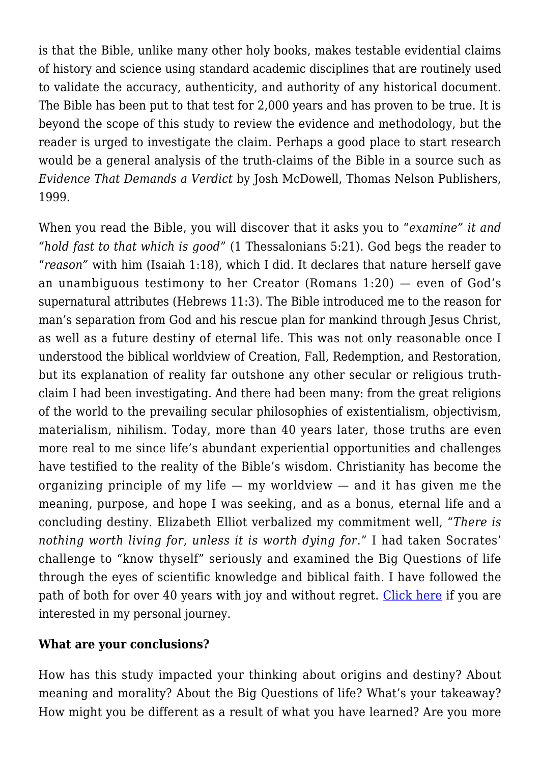is that the Bible, unlike many other holy books, makes testable evidential claims of history and science using standard academic disciplines that are routinely used to validate the accuracy, authenticity, and authority of any historical document. The Bible has been put to that test for 2,000 years and has proven to be true. It is beyond the scope of this study to review the evidence and methodology, but the reader is urged to investigate the claim. Perhaps a good place to start research would be a general analysis of the truth-claims of the Bible in a source such as *Evidence That Demands a Verdict* by Josh McDowell, Thomas Nelson Publishers, 1999.

When you read the Bible, you will discover that it asks you to "*examine" it and "hold fast to that which is good*" (1 Thessalonians 5:21). God begs the reader to "*reason*" with him (Isaiah 1:18), which I did. It declares that nature herself gave an unambiguous testimony to her Creator (Romans 1:20) — even of God's supernatural attributes (Hebrews 11:3). The Bible introduced me to the reason for man's separation from God and his rescue plan for mankind through Jesus Christ, as well as a future destiny of eternal life. This was not only reasonable once I understood the biblical worldview of Creation, Fall, Redemption, and Restoration, but its explanation of reality far outshone any other secular or religious truth-claim I had been investigating. And there had been many: from the great religions of the world to the prevailing secular philosophies of existentialism, objectivism, materialism, nihilism. Today, more than 40 years later, those truths are even more real to me since life's abundant experiential opportunities and challenges have testified to the reality of the Bible's wisdom. Christianity has become the organizing principle of my life — my worldview — and it has given me the meaning, purpose, and hope I was seeking, and as a bonus, eternal life and a concluding destiny. Elizabeth Elliot verbalized my commitment well, "*There is nothing worth living for, unless it is worth dying for*." I had taken Socrates' challenge to "know thyself" seriously and examined the Big Questions of life through the eyes of scientific knowledge and biblical faith. I have followed the path of both for over 40 years with joy and without regret. Click here if you are interested in my personal journey.

**What are your conclusions?**

How has this study impacted your thinking about origins and destiny? About meaning and morality? About the Big Questions of life? What's your takeaway? How might you be different as a result of what you have learned? Are you more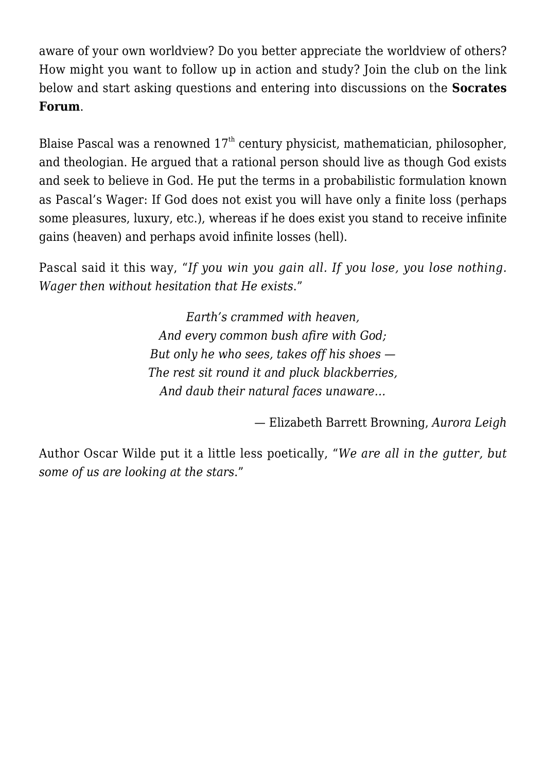aware of your own worldview? Do you better appreciate the worldview of others? How might you want to follow up in action and study? Join the club on the link below and start asking questions and entering into discussions on the **Socrates Forum**.

Blaise Pascal was a renowned $17^{th}$ century physicist, mathematician, philosopher, and theologian. He argued that a rational person should live as though God exists and seek to believe in God. He put the terms in a probabilistic formulation known as Pascal's Wager: If God does not exist you will have only a finite loss (perhaps some pleasures, luxury, etc.), whereas if he does exist you stand to receive infinite gains (heaven) and perhaps avoid infinite losses (hell).

Pascal said it this way, "*If you win you gain all. If you lose, you lose nothing. Wager then without hesitation that He exists*."

*Earth's crammed with heaven,*
*And every common bush afire with God;*
*But only he who sees, takes off his shoes —*
*The rest sit round it and pluck blackberries,*
*And daub their natural faces unaware…*

— Elizabeth Barrett Browning, *Aurora Leigh*

Author Oscar Wilde put it a little less poetically, "*We are all in the gutter, but some of us are looking at the stars*."